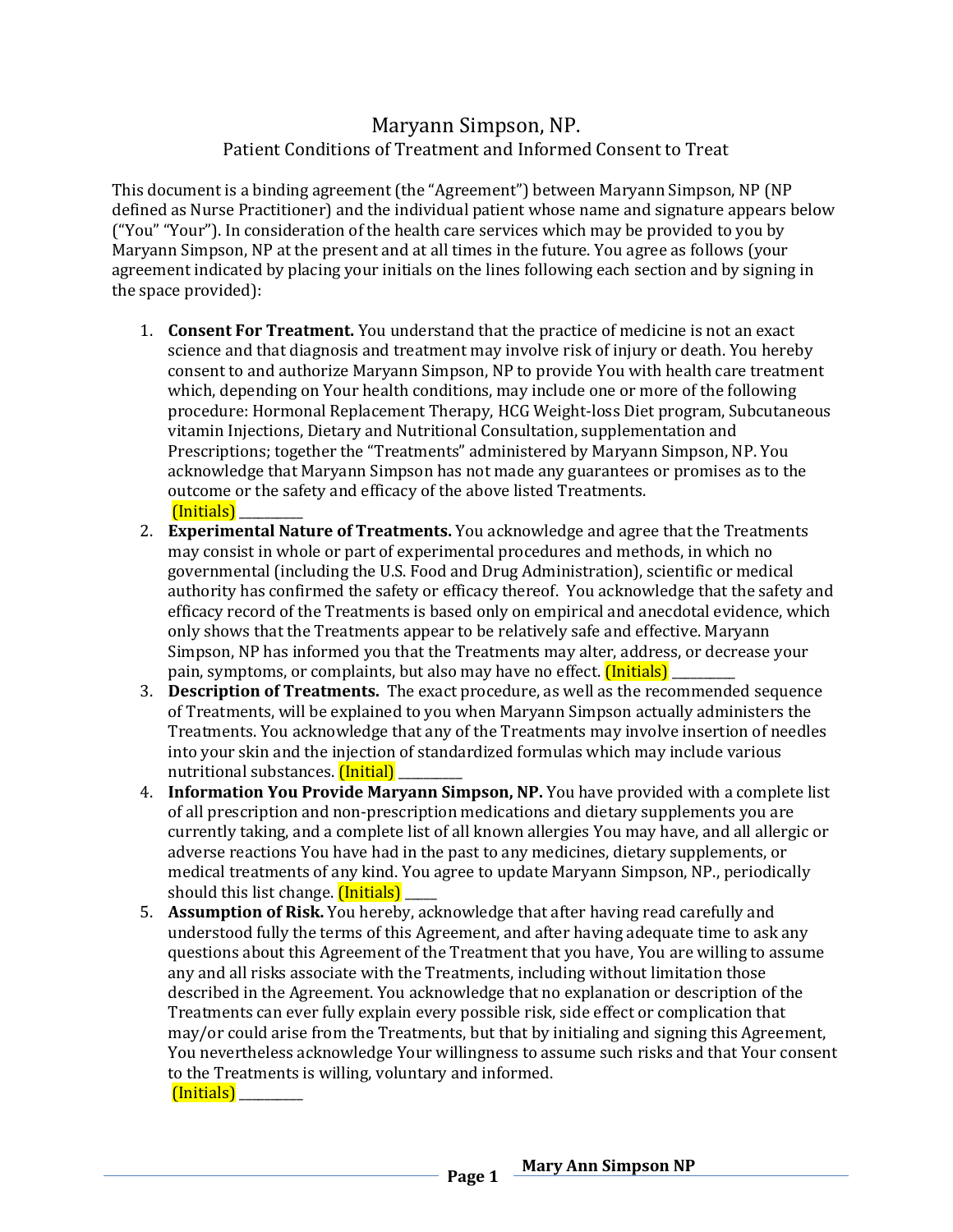# Maryann Simpson, NP.

## Patient Conditions of Treatment and Informed Consent to Treat

This document is a binding agreement (the "Agreement") between Maryann Simpson, NP (NP defined as Nurse Practitioner) and the individual patient whose name and signature appears below ("You" "Your"). In consideration of the health care services which may be provided to you by Maryann Simpson, NP at the present and at all times in the future. You agree as follows (your agreement indicated by placing your initials on the lines following each section and by signing in the space provided):

1. **Consent For Treatment.** You understand that the practice of medicine is not an exact science and that diagnosis and treatment may involve risk of injury or death. You hereby consent to and authorize Maryann Simpson, NP to provide You with health care treatment which, depending on Your health conditions, may include one or more of the following procedure: Hormonal Replacement Therapy, HCG Weight-loss Diet program, Subcutaneous vitamin Injections, Dietary and Nutritional Consultation, supplementation and Prescriptions; together the "Treatments" administered by Maryann Simpson, NP. You acknowledge that Maryann Simpson has not made any guarantees or promises as to the outcome or the safety and efficacy of the above listed Treatments.
   (Initials) __________
2. **Experimental Nature of Treatments.** You acknowledge and agree that the Treatments may consist in whole or part of experimental procedures and methods, in which no governmental (including the U.S. Food and Drug Administration), scientific or medical authority has confirmed the safety or efficacy thereof. You acknowledge that the safety and efficacy record of the Treatments is based only on empirical and anecdotal evidence, which only shows that the Treatments appear to be relatively safe and effective. Maryann Simpson, NP has informed you that the Treatments may alter, address, or decrease your pain, symptoms, or complaints, but also may have no effect. (Initials) __________
3. **Description of Treatments.** The exact procedure, as well as the recommended sequence of Treatments, will be explained to you when Maryann Simpson actually administers the Treatments. You acknowledge that any of the Treatments may involve insertion of needles into your skin and the injection of standardized formulas which may include various nutritional substances. (Initial) __________
4. **Information You Provide Maryann Simpson, NP.** You have provided with a complete list of all prescription and non-prescription medications and dietary supplements you are currently taking, and a complete list of all known allergies You may have, and all allergic or adverse reactions You have had in the past to any medicines, dietary supplements, or medical treatments of any kind. You agree to update Maryann Simpson, NP., periodically should this list change. (Initials) _____
5. **Assumption of Risk.** You hereby, acknowledge that after having read carefully and understood fully the terms of this Agreement, and after having adequate time to ask any questions about this Agreement of the Treatment that you have, You are willing to assume any and all risks associate with the Treatments, including without limitation those described in the Agreement. You acknowledge that no explanation or description of the Treatments can ever fully explain every possible risk, side effect or complication that may/or could arise from the Treatments, but that by initialing and signing this Agreement, You nevertheless acknowledge Your willingness to assume such risks and that Your consent to the Treatments is willing, voluntary and informed.
   (Initials) __________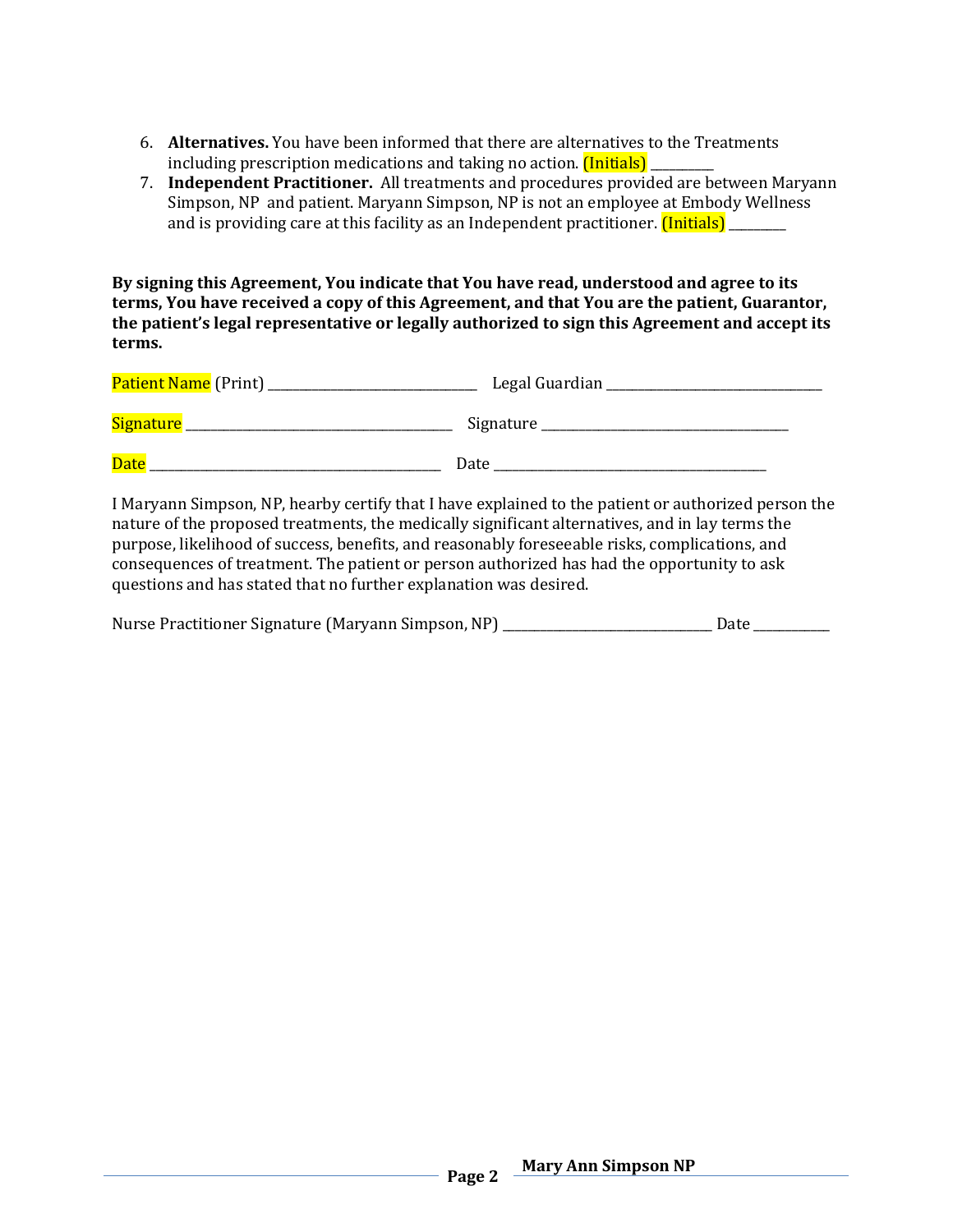6. **Alternatives.** You have been informed that there are alternatives to the Treatments including prescription medications and taking no action. (Initials) __________
7. **Independent Practitioner.** All treatments and procedures provided are between Maryann Simpson, NP and patient. Maryann Simpson, NP is not an employee at Embody Wellness and is providing care at this facility as an Independent practitioner. (Initials) _________

**By signing this Agreement, You indicate that You have read, understood and agree to its terms, You have received a copy of this Agreement, and that You are the patient, Guarantor, the patient's legal representative or legally authorized to sign this Agreement and accept its terms.**

Patient Name (Print) ________________________________ Legal Guardian _________________________________

Signature __________________________________________ Signature ______________________________________

Date _______________________________________________ Date ___________________________________________

I Maryann Simpson, NP, hearby certify that I have explained to the patient or authorized person the nature of the proposed treatments, the medically significant alternatives, and in lay terms the purpose, likelihood of success, benefits, and reasonably foreseeable risks, complications, and consequences of treatment. The patient or person authorized has had the opportunity to ask questions and has stated that no further explanation was desired.

Nurse Practitioner Signature (Maryann Simpson, NP) ________________________________ Date ____________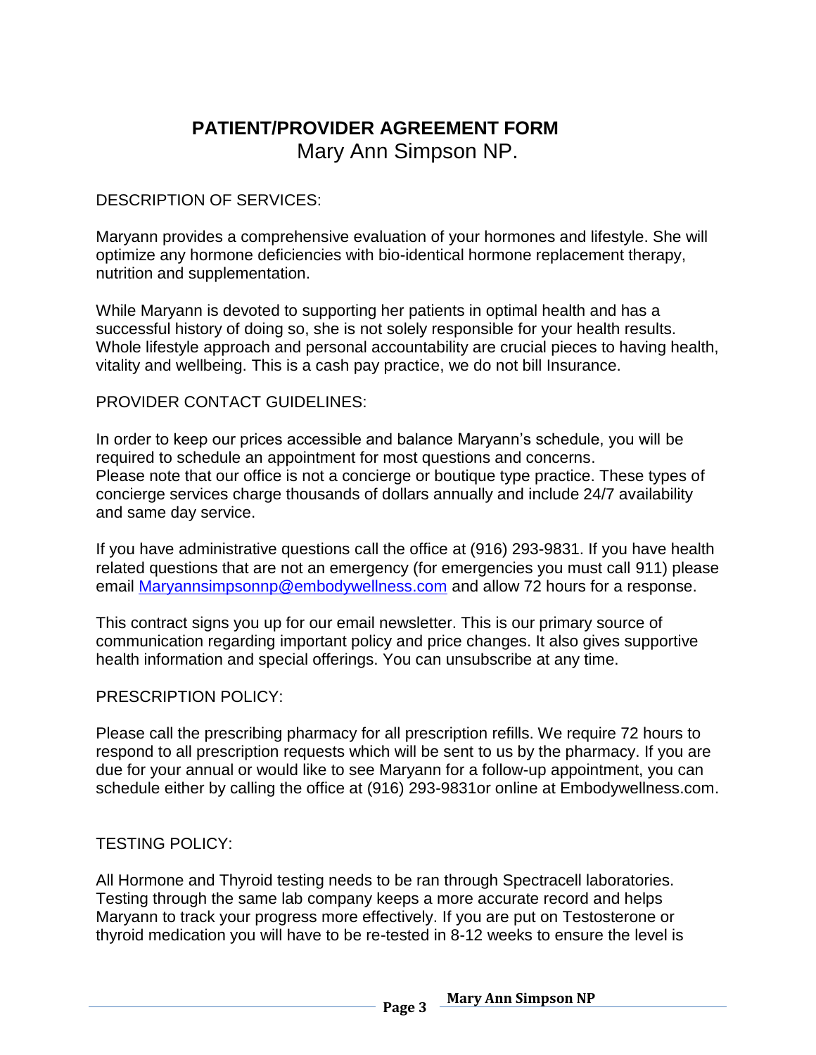# PATIENT/PROVIDER AGREEMENT FORM

Mary Ann Simpson NP.

DESCRIPTION OF SERVICES:

Maryann provides a comprehensive evaluation of your hormones and lifestyle. She will optimize any hormone deficiencies with bio-identical hormone replacement therapy, nutrition and supplementation.

While Maryann is devoted to supporting her patients in optimal health and has a successful history of doing so, she is not solely responsible for your health results. Whole lifestyle approach and personal accountability are crucial pieces to having health, vitality and wellbeing. This is a cash pay practice, we do not bill Insurance.

PROVIDER CONTACT GUIDELINES:

In order to keep our prices accessible and balance Maryann's schedule, you will be required to schedule an appointment for most questions and concerns.
Please note that our office is not a concierge or boutique type practice. These types of concierge services charge thousands of dollars annually and include 24/7 availability and same day service.

If you have administrative questions call the office at (916) 293-9831. If you have health related questions that are not an emergency (for emergencies you must call 911) please email Maryannsimpsonnp@embodywellness.com and allow 72 hours for a response.

This contract signs you up for our email newsletter. This is our primary source of communication regarding important policy and price changes. It also gives supportive health information and special offerings. You can unsubscribe at any time.

PRESCRIPTION POLICY:

Please call the prescribing pharmacy for all prescription refills. We require 72 hours to respond to all prescription requests which will be sent to us by the pharmacy. If you are due for your annual or would like to see Maryann for a follow-up appointment, you can schedule either by calling the office at (916) 293-9831or online at Embodywellness.com.

TESTING POLICY:

All Hormone and Thyroid testing needs to be ran through Spectracell laboratories. Testing through the same lab company keeps a more accurate record and helps Maryann to track your progress more effectively. If you are put on Testosterone or thyroid medication you will have to be re-tested in 8-12 weeks to ensure the level is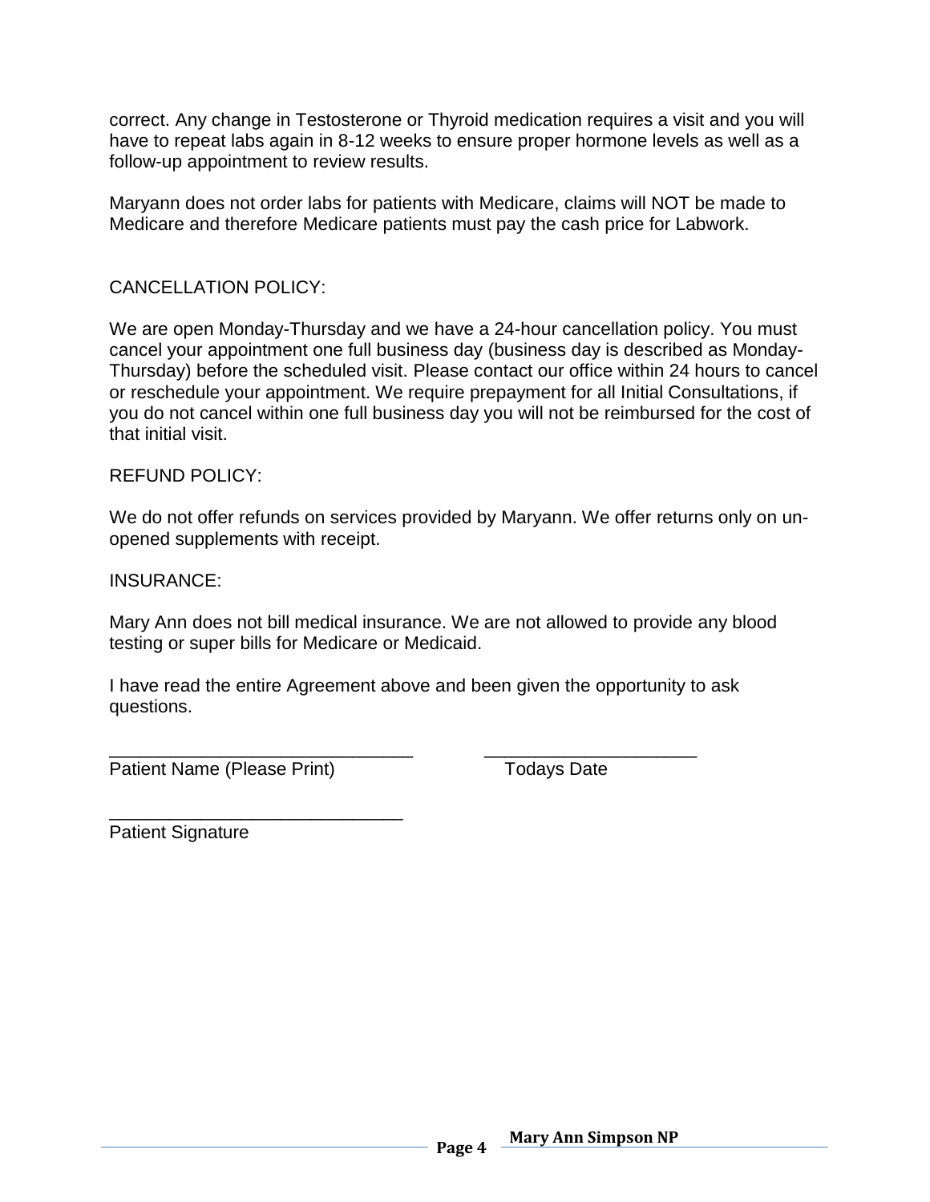correct. Any change in Testosterone or Thyroid medication requires a visit and you will have to repeat labs again in 8-12 weeks to ensure proper hormone levels as well as a follow-up appointment to review results.

Maryann does not order labs for patients with Medicare, claims will NOT be made to Medicare and therefore Medicare patients must pay the cash price for Labwork.

CANCELLATION POLICY:

We are open Monday-Thursday and we have a 24-hour cancellation policy. You must cancel your appointment one full business day (business day is described as Monday-Thursday) before the scheduled visit. Please contact our office within 24 hours to cancel or reschedule your appointment. We require prepayment for all Initial Consultations, if you do not cancel within one full business day you will not be reimbursed for the cost of that initial visit.

REFUND POLICY:

We do not offer refunds on services provided by Maryann. We offer returns only on un-opened supplements with receipt.

INSURANCE:

Mary Ann does not bill medical insurance. We are not allowed to provide any blood testing or super bills for Medicare or Medicaid.

I have read the entire Agreement above and been given the opportunity to ask questions.

_______________________________ _____________________

Patient Name (Please Print) Todays Date

______________________________

Patient Signature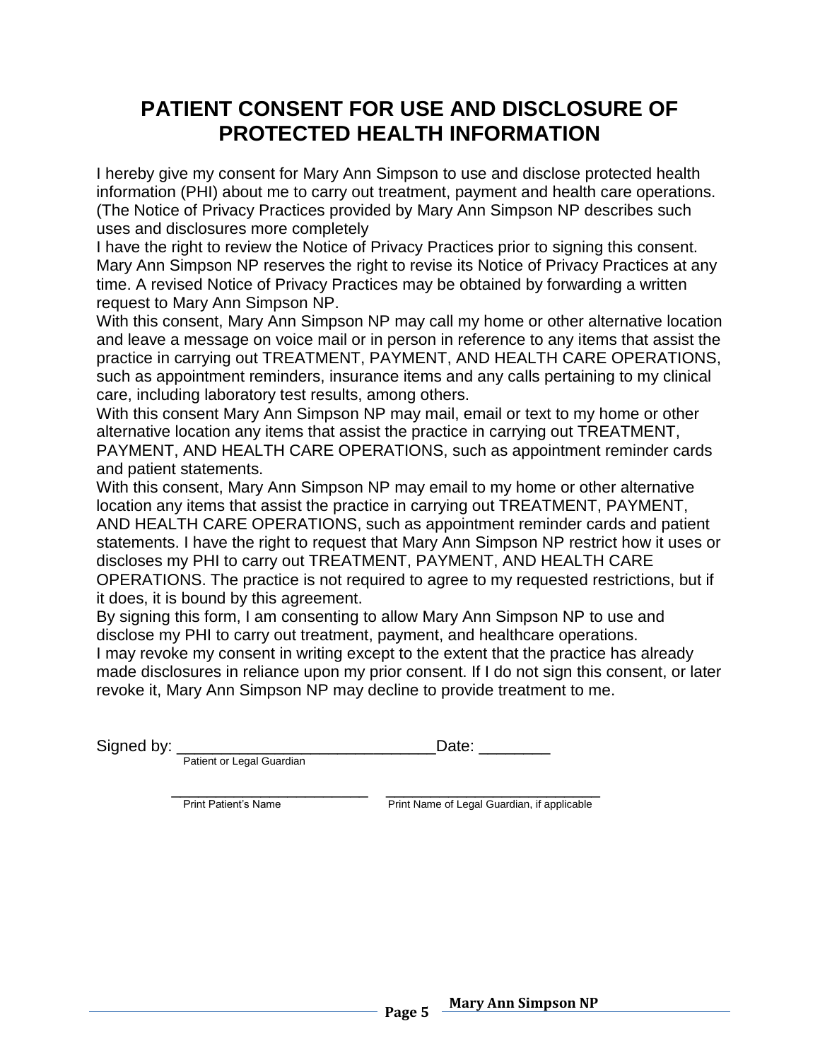# PATIENT CONSENT FOR USE AND DISCLOSURE OF PROTECTED HEALTH INFORMATION

I hereby give my consent for Mary Ann Simpson to use and disclose protected health information (PHI) about me to carry out treatment, payment and health care operations. (The Notice of Privacy Practices provided by Mary Ann Simpson NP describes such uses and disclosures more completely

I have the right to review the Notice of Privacy Practices prior to signing this consent. Mary Ann Simpson NP reserves the right to revise its Notice of Privacy Practices at any time. A revised Notice of Privacy Practices may be obtained by forwarding a written request to Mary Ann Simpson NP.

With this consent, Mary Ann Simpson NP may call my home or other alternative location and leave a message on voice mail or in person in reference to any items that assist the practice in carrying out TREATMENT, PAYMENT, AND HEALTH CARE OPERATIONS, such as appointment reminders, insurance items and any calls pertaining to my clinical care, including laboratory test results, among others.

With this consent Mary Ann Simpson NP may mail, email or text to my home or other alternative location any items that assist the practice in carrying out TREATMENT, PAYMENT, AND HEALTH CARE OPERATIONS, such as appointment reminder cards and patient statements.

With this consent, Mary Ann Simpson NP may email to my home or other alternative location any items that assist the practice in carrying out TREATMENT, PAYMENT, AND HEALTH CARE OPERATIONS, such as appointment reminder cards and patient statements. I have the right to request that Mary Ann Simpson NP restrict how it uses or discloses my PHI to carry out TREATMENT, PAYMENT, AND HEALTH CARE OPERATIONS. The practice is not required to agree to my requested restrictions, but if it does, it is bound by this agreement.

By signing this form, I am consenting to allow Mary Ann Simpson NP to use and disclose my PHI to carry out treatment, payment, and healthcare operations.

I may revoke my consent in writing except to the extent that the practice has already made disclosures in reliance upon my prior consent. If I do not sign this consent, or later revoke it, Mary Ann Simpson NP may decline to provide treatment to me.

Signed by: ______________________________Date: ________
Patient or Legal Guardian

______________________ ______________________
Print Patient's Name Print Name of Legal Guardian, if applicable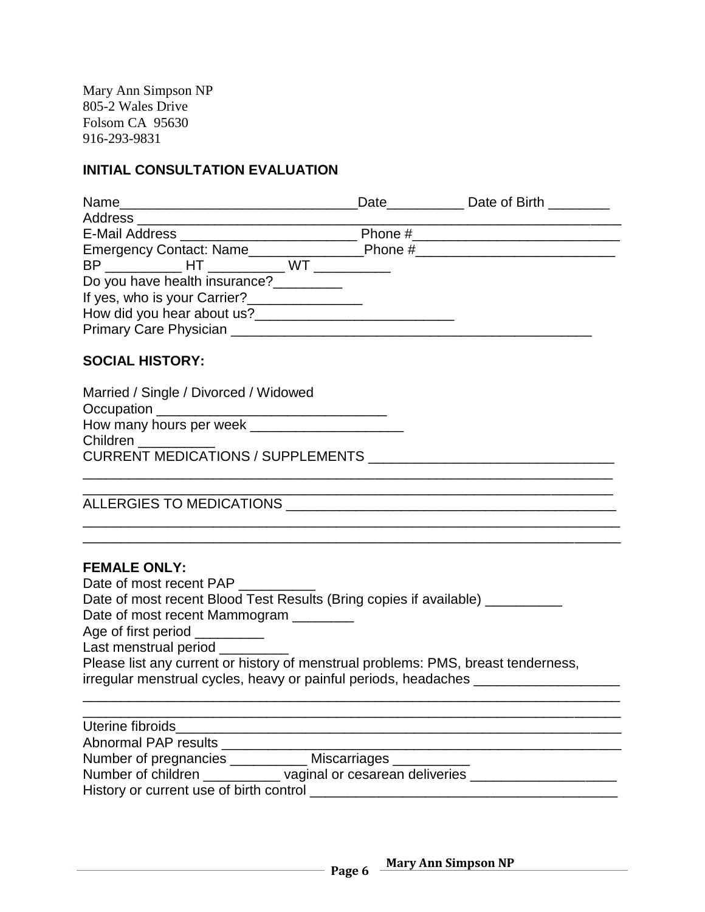Mary Ann Simpson NP
805-2 Wales Drive
Folsom CA 95630
916-293-9831

## INITIAL CONSULTATION EVALUATION

Name_______________________________Date__________ Date of Birth ________
Address ________________________________________________________________
E-Mail Address _______________________ Phone #___________________________
Emergency Contact: Name_______________Phone #__________________________
BP __________ HT __________ WT __________
Do you have health insurance?_________
If yes, who is your Carrier?_______________
How did you hear about us?_________________________
Primary Care Physician ______________________________________________

## SOCIAL HISTORY:

Married / Single / Divorced / Widowed
Occupation ______________________________
How many hours per week ____________________
Children __________
CURRENT MEDICATIONS / SUPPLEMENTS _______________________________
______________________________________________________________________
______________________________________________________________________
ALLERGIES TO MEDICATIONS __________________________________________
______________________________________________________________________
______________________________________________________________________

## FEMALE ONLY:

Date of most recent PAP __________
Date of most recent Blood Test Results (Bring copies if available) __________
Date of most recent Mammogram ________
Age of first period _________
Last menstrual period _________
Please list any current or history of menstrual problems: PMS, breast tenderness, irregular menstrual cycles, heavy or painful periods, headaches __________________
______________________________________________________________________
______________________________________________________________________
Uterine fibroids________________________________________________________
Abnormal PAP results ___________________________________________________
Number of pregnancies __________ Miscarriages __________
Number of children __________ vaginal or cesarean deliveries ___________________
History or current use of birth control _______________________________________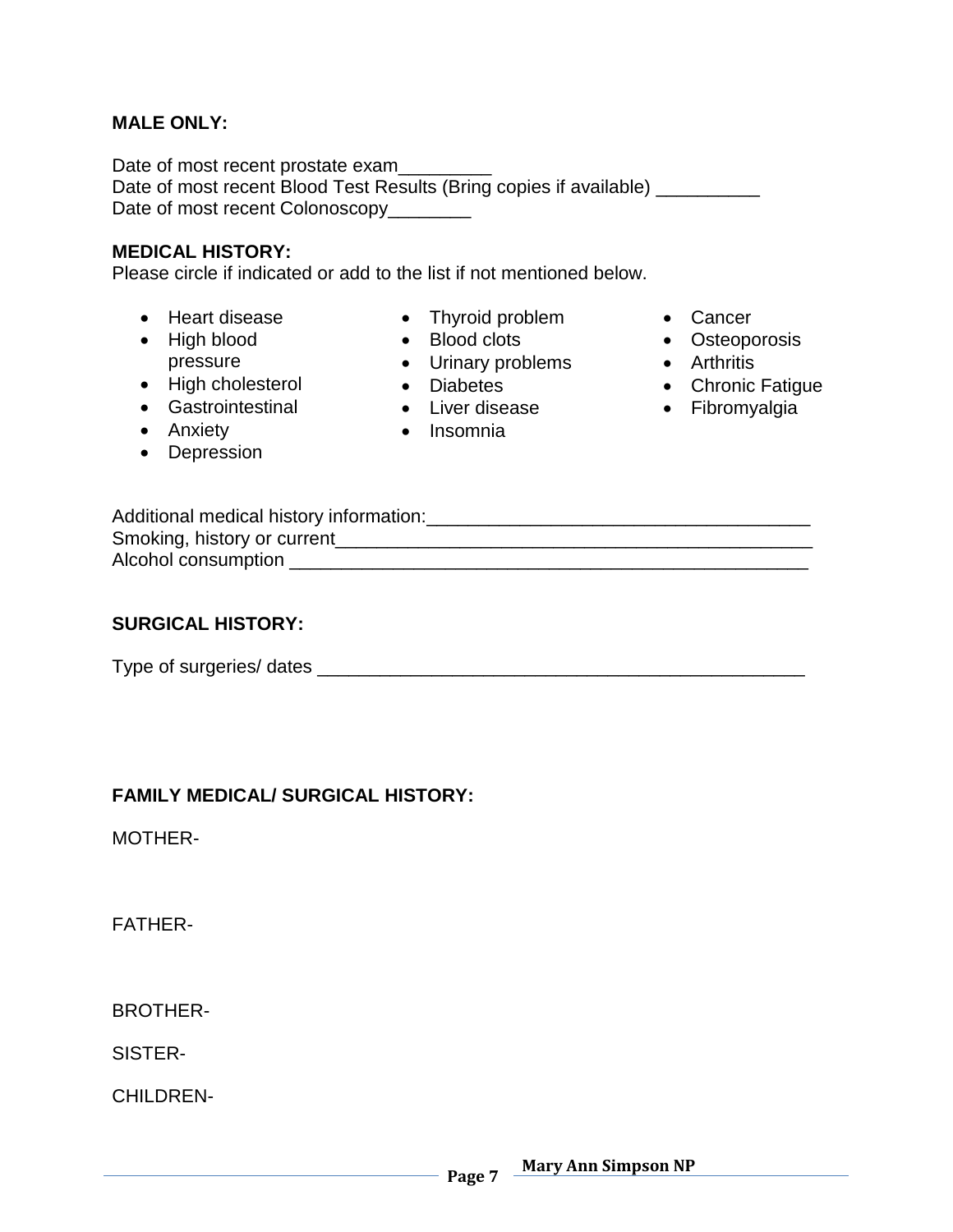**MALE ONLY:**

Date of most recent prostate exam_________
Date of most recent Blood Test Results (Bring copies if available) __________
Date of most recent Colonoscopy________

**MEDICAL HISTORY:**
Please circle if indicated or add to the list if not mentioned below.

- Heart disease
- High blood pressure
- High cholesterol
- Gastrointestinal
- Anxiety
- Depression
- Thyroid problem
- Blood clots
- Urinary problems
- Diabetes
- Liver disease
- Insomnia
- Cancer
- Osteoporosis
- Arthritis
- Chronic Fatigue
- Fibromyalgia

Additional medical history information:_____________________________________
Smoking, history or current_______________________________________________
Alcohol consumption ____________________________________________________

**SURGICAL HISTORY:**

Type of surgeries/ dates ________________________________________________

**FAMILY MEDICAL/ SURGICAL HISTORY:**

MOTHER-

FATHER-

BROTHER-

SISTER-

CHILDREN-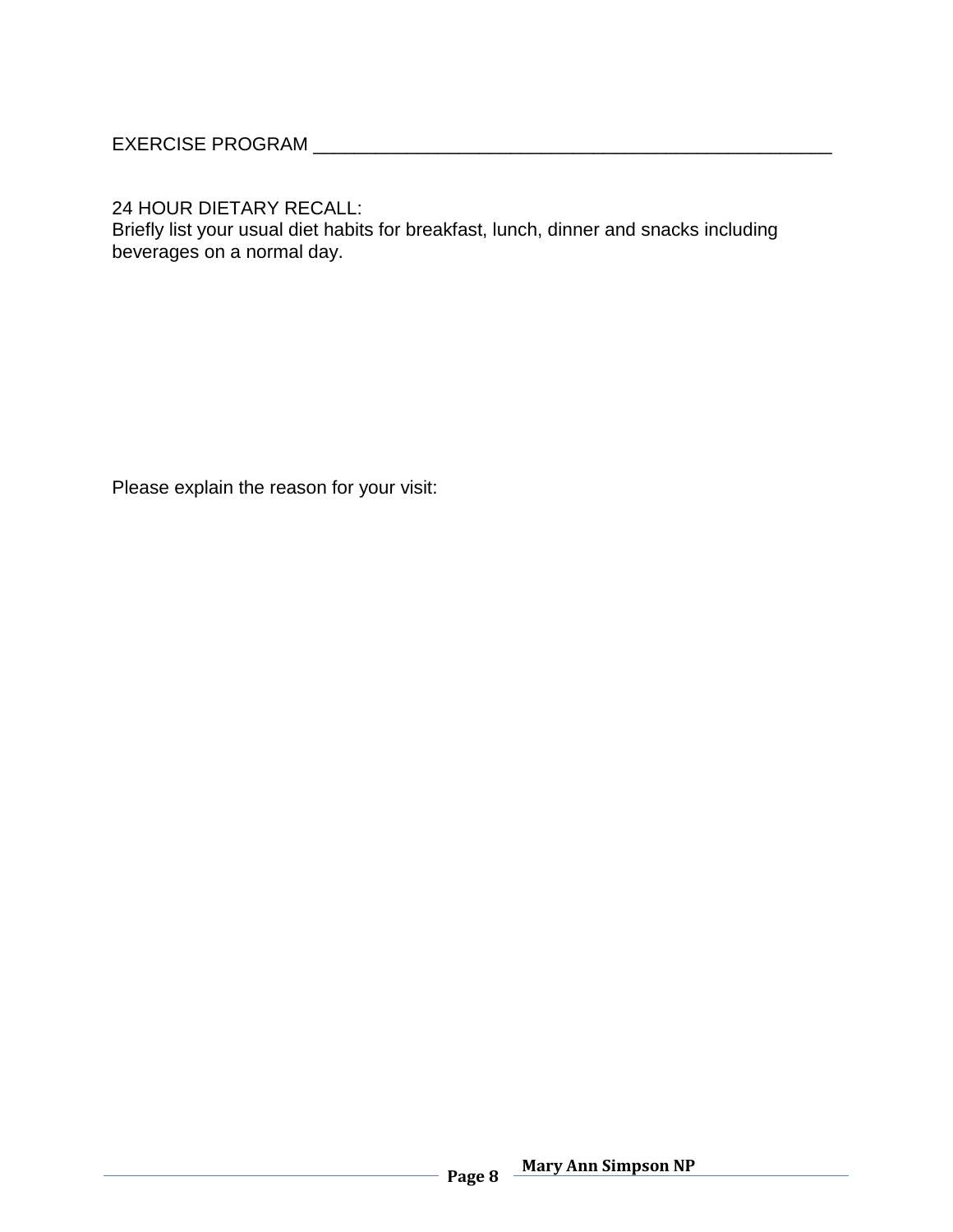EXERCISE PROGRAM ____________________________________________________

24 HOUR DIETARY RECALL:
Briefly list your usual diet habits for breakfast, lunch, dinner and snacks including beverages on a normal day.

Please explain the reason for your visit: